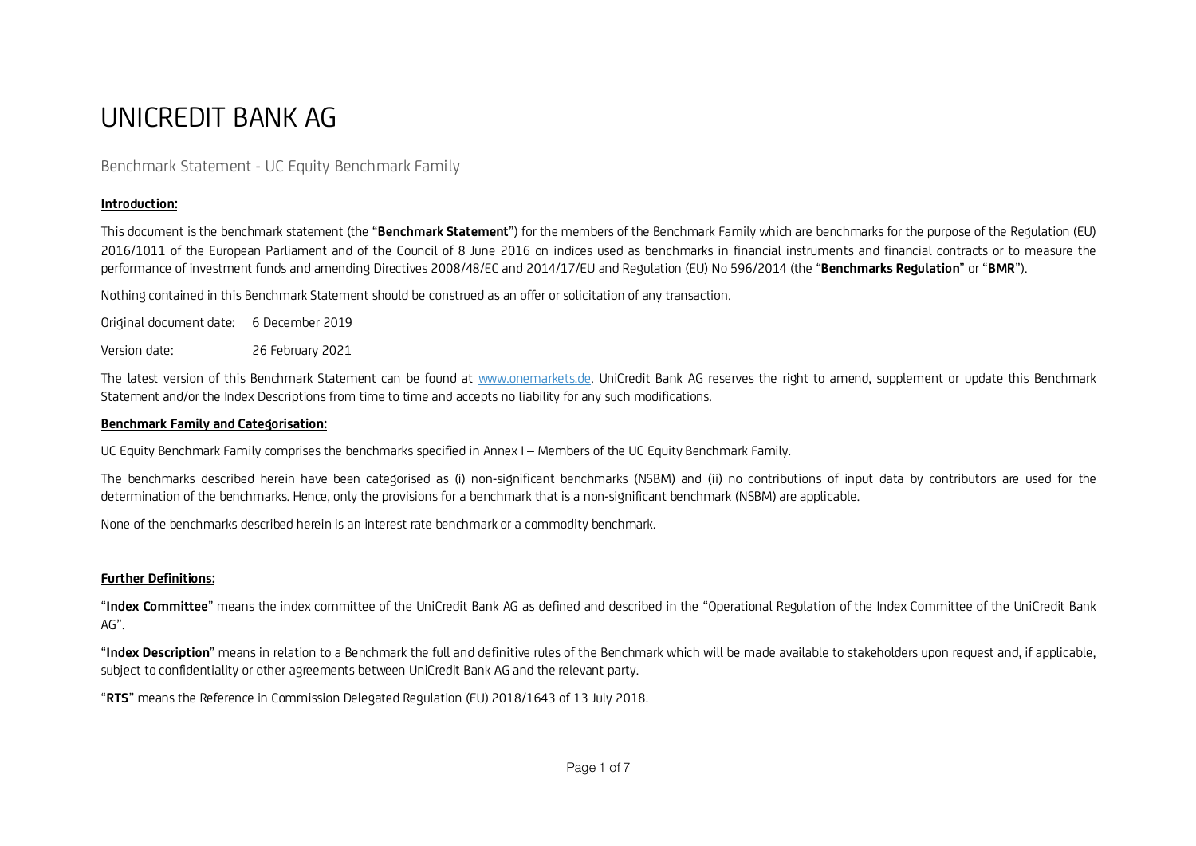# UNICREDIT BANK AG

## Benchmark Statement - UC Equity Benchmark Family

**Introduction:**

This document is the benchmark statement (the "**Benchmark Statement**") for the members of the Benchmark Family which are benchmarks for the purpose of the Regulation (EU) 2016/1011 of the European Parliament and of the Council of 8 June 2016 on indices used as benchmarks in financial instruments and financial contracts or to measure the performance of investment funds and amending Directives 2008/48/EC and 2014/17/EU and Regulation (EU) No 596/2014 (the "**Benchmarks Regulation**" or "**BMR**").

Nothing contained in this Benchmark Statement should be construed as an offer or solicitation of any transaction.

Original document date: 6 December 2019

Version date: 26 February 2021

The latest version of this Benchmark Statement can be found at www.onemarkets.de. UniCredit Bank AG reserves the right to amend, supplement or update this Benchmark Statement and/or the Index Descriptions from time to time and accepts no liability for any such modifications.

**Benchmark Family and Categorisation:**

UC Equity Benchmark Family comprises the benchmarks specified in Annex I – Members of the UC Equity Benchmark Family.

The benchmarks described herein have been categorised as (i) non-significant benchmarks (NSBM) and (ii) no contributions of input data by contributors are used for the determination of the benchmarks. Hence, only the provisions for a benchmark that is a non-significant benchmark (NSBM) are applicable.

None of the benchmarks described herein is an interest rate benchmark or a commodity benchmark.

**Further Definitions:**

"**Index Committee**" means the index committee of the UniCredit Bank AG as defined and described in the "Operational Regulation of the Index Committee of the UniCredit Bank AG".

"**Index Description**" means in relation to a Benchmark the full and definitive rules of the Benchmark which will be made available to stakeholders upon request and, if applicable, subject to confidentiality or other agreements between UniCredit Bank AG and the relevant party.

"**RTS**" means the Reference in Commission Delegated Regulation (EU) 2018/1643 of 13 July 2018.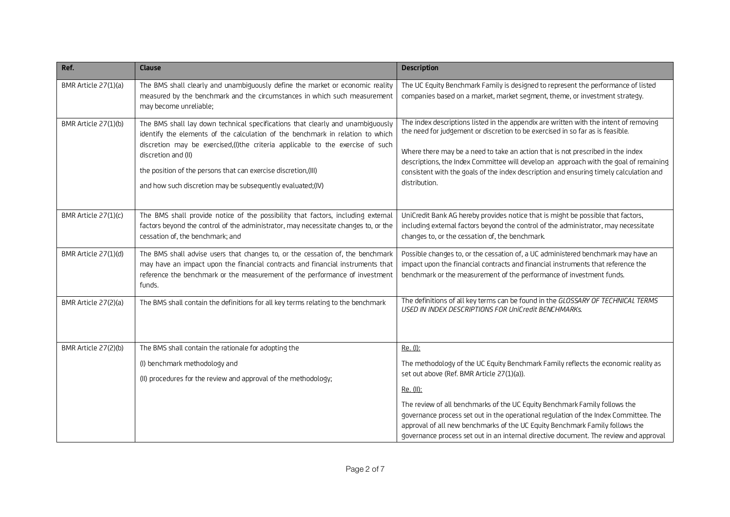| Ref. | Clause | Description |
|---|---|---|
| BMR Article 27(1)(a) | The BMS shall clearly and unambiguously define the market or economic reality measured by the benchmark and the circumstances in which such measurement may become unreliable; | The UC Equity Benchmark Family is designed to represent the performance of listed companies based on a market, market segment, theme, or investment strategy. |
| BMR Article 27(1)(b) | The BMS shall lay down technical specifications that clearly and unambiguously identify the elements of the calculation of the benchmark in relation to which discretion may be exercised,(I)the criteria applicable to the exercise of such discretion and (II)<br><br>the position of the persons that can exercise discretion,(III)<br><br>and how such discretion may be subsequently evaluated;(IV) | The index descriptions listed in the appendix are written with the intent of removing the need for judgement or discretion to be exercised in so far as is feasible.<br><br>Where there may be a need to take an action that is not prescribed in the index descriptions, the Index Committee will develop an approach with the goal of remaining consistent with the goals of the index description and ensuring timely calculation and distribution. |
| BMR Article 27(1)(c) | The BMS shall provide notice of the possibility that factors, including external factors beyond the control of the administrator, may necessitate changes to, or the cessation of, the benchmark; and | UniCredit Bank AG hereby provides notice that is might be possible that factors, including external factors beyond the control of the administrator, may necessitate changes to, or the cessation of, the benchmark. |
| BMR Article 27(1)(d) | The BMS shall advise users that changes to, or the cessation of, the benchmark may have an impact upon the financial contracts and financial instruments that reference the benchmark or the measurement of the performance of investment funds. | Possible changes to, or the cessation of, a UC administered benchmark may have an impact upon the financial contracts and financial instruments that reference the benchmark or the measurement of the performance of investment funds. |
| BMR Article 27(2)(a) | The BMS shall contain the definitions for all key terms relating to the benchmark | The definitions of all key terms can be found in the *GLOSSARY OF TECHNICAL TERMS USED IN INDEX DESCRIPTIONS FOR UniCredit BENCHMARKs*. |
| BMR Article 27(2)(b) | The BMS shall contain the rationale for adopting the<br><br>(I) benchmark methodology and<br><br>(II) procedures for the review and approval of the methodology; | Re. (I):<br><br>The methodology of the UC Equity Benchmark Family reflects the economic reality as set out above (Ref. BMR Article 27(1)(a)).<br><br>Re. (II):<br><br>The review of all benchmarks of the UC Equity Benchmark Family follows the governance process set out in the operational regulation of the Index Committee. The approval of all new benchmarks of the UC Equity Benchmark Family follows the governance process set out in an internal directive document. The review and approval |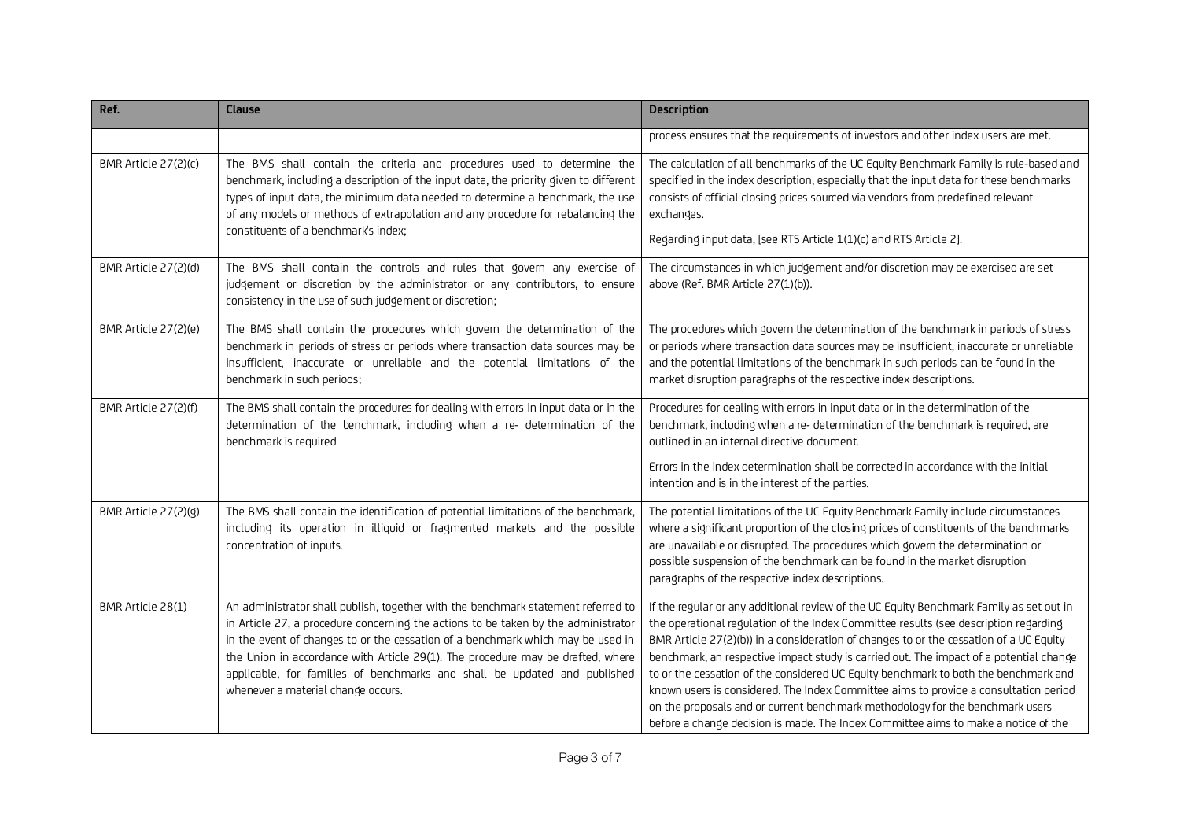| Ref. | Clause | Description |
|---|---|---|
| | | process ensures that the requirements of investors and other index users are met. |
| BMR Article 27(2)(c) | The BMS shall contain the criteria and procedures used to determine the benchmark, including a description of the input data, the priority given to different types of input data, the minimum data needed to determine a benchmark, the use of any models or methods of extrapolation and any procedure for rebalancing the constituents of a benchmark's index; | The calculation of all benchmarks of the UC Equity Benchmark Family is rule-based and specified in the index description, especially that the input data for these benchmarks consists of official closing prices sourced via vendors from predefined relevant exchanges.<br><br>Regarding input data, [see RTS Article 1(1)(c) and RTS Article 2]. |
| BMR Article 27(2)(d) | The BMS shall contain the controls and rules that govern any exercise of judgement or discretion by the administrator or any contributors, to ensure consistency in the use of such judgement or discretion; | The circumstances in which judgement and/or discretion may be exercised are set above (Ref. BMR Article 27(1)(b)). |
| BMR Article 27(2)(e) | The BMS shall contain the procedures which govern the determination of the benchmark in periods of stress or periods where transaction data sources may be insufficient, inaccurate or unreliable and the potential limitations of the benchmark in such periods; | The procedures which govern the determination of the benchmark in periods of stress or periods where transaction data sources may be insufficient, inaccurate or unreliable and the potential limitations of the benchmark in such periods can be found in the market disruption paragraphs of the respective index descriptions. |
| BMR Article 27(2)(f) | The BMS shall contain the procedures for dealing with errors in input data or in the determination of the benchmark, including when a re- determination of the benchmark is required | Procedures for dealing with errors in input data or in the determination of the benchmark, including when a re- determination of the benchmark is required, are outlined in an internal directive document.<br><br>Errors in the index determination shall be corrected in accordance with the initial intention and is in the interest of the parties. |
| BMR Article 27(2)(g) | The BMS shall contain the identification of potential limitations of the benchmark, including its operation in illiquid or fragmented markets and the possible concentration of inputs. | The potential limitations of the UC Equity Benchmark Family include circumstances where a significant proportion of the closing prices of constituents of the benchmarks are unavailable or disrupted. The procedures which govern the determination or possible suspension of the benchmark can be found in the market disruption paragraphs of the respective index descriptions. |
| BMR Article 28(1) | An administrator shall publish, together with the benchmark statement referred to in Article 27, a procedure concerning the actions to be taken by the administrator in the event of changes to or the cessation of a benchmark which may be used in the Union in accordance with Article 29(1). The procedure may be drafted, where applicable, for families of benchmarks and shall be updated and published whenever a material change occurs. | If the regular or any additional review of the UC Equity Benchmark Family as set out in the operational regulation of the Index Committee results (see description regarding BMR Article 27(2)(b)) in a consideration of changes to or the cessation of a UC Equity benchmark, an respective impact study is carried out. The impact of a potential change to or the cessation of the considered UC Equity benchmark to both the benchmark and known users is considered. The Index Committee aims to provide a consultation period on the proposals and or current benchmark methodology for the benchmark users before a change decision is made. The Index Committee aims to make a notice of the |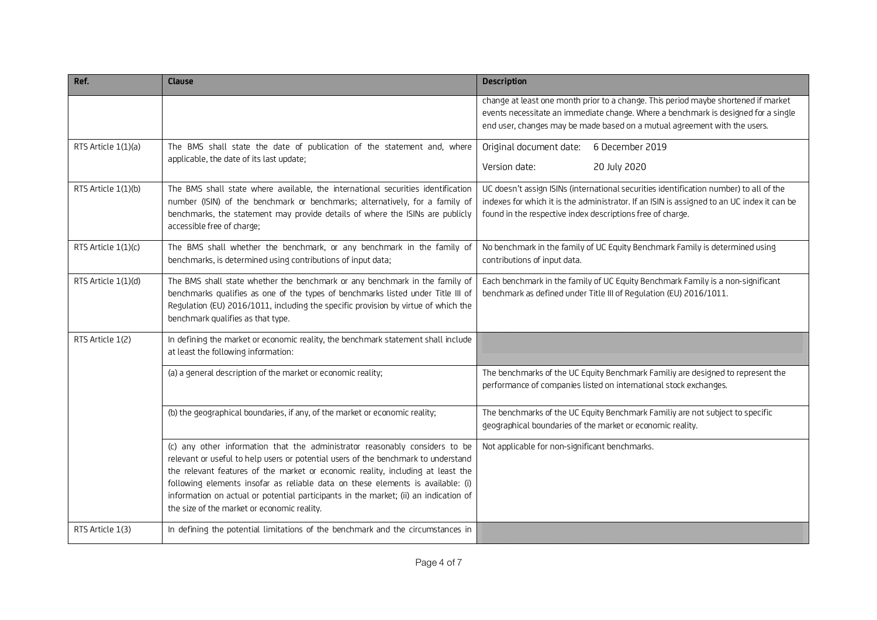| Ref. | Clause | Description |
|---|---|---|
| | | change at least one month prior to a change. This period maybe shortened if market events necessitate an immediate change. Where a benchmark is designed for a single end user, changes may be made based on a mutual agreement with the users. |
| RTS Article 1(1)(a) | The BMS shall state the date of publication of the statement and, where applicable, the date of its last update; | Original document date: 6 December 2019<br>Version date: 20 July 2020 |
| RTS Article 1(1)(b) | The BMS shall state where available, the international securities identification number (ISIN) of the benchmark or benchmarks; alternatively, for a family of benchmarks, the statement may provide details of where the ISINs are publicly accessible free of charge; | UC doesn't assign ISINs (international securities identification number) to all of the indexes for which it is the administrator. If an ISIN is assigned to an UC index it can be found in the respective index descriptions free of charge. |
| RTS Article 1(1)(c) | The BMS shall whether the benchmark, or any benchmark in the family of benchmarks, is determined using contributions of input data; | No benchmark in the family of UC Equity Benchmark Family is determined using contributions of input data. |
| RTS Article 1(1)(d) | The BMS shall state whether the benchmark or any benchmark in the family of benchmarks qualifies as one of the types of benchmarks listed under Title III of Regulation (EU) 2016/1011, including the specific provision by virtue of which the benchmark qualifies as that type. | Each benchmark in the family of UC Equity Benchmark Family is a non-significant benchmark as defined under Title III of Regulation (EU) 2016/1011. |
| RTS Article 1(2) | In defining the market or economic reality, the benchmark statement shall include at least the following information: | |
| | (a) a general description of the market or economic reality; | The benchmarks of the UC Equity Benchmark Familiy are designed to represent the performance of companies listed on international stock exchanges. |
| | (b) the geographical boundaries, if any, of the market or economic reality; | The benchmarks of the UC Equity Benchmark Familiy are not subject to specific geographical boundaries of the market or economic reality. |
| | (c) any other information that the administrator reasonably considers to be relevant or useful to help users or potential users of the benchmark to understand the relevant features of the market or economic reality, including at least the following elements insofar as reliable data on these elements is available: (i) information on actual or potential participants in the market; (ii) an indication of the size of the market or economic reality. | Not applicable for non-significant benchmarks. |
| RTS Article 1(3) | In defining the potential limitations of the benchmark and the circumstances in | |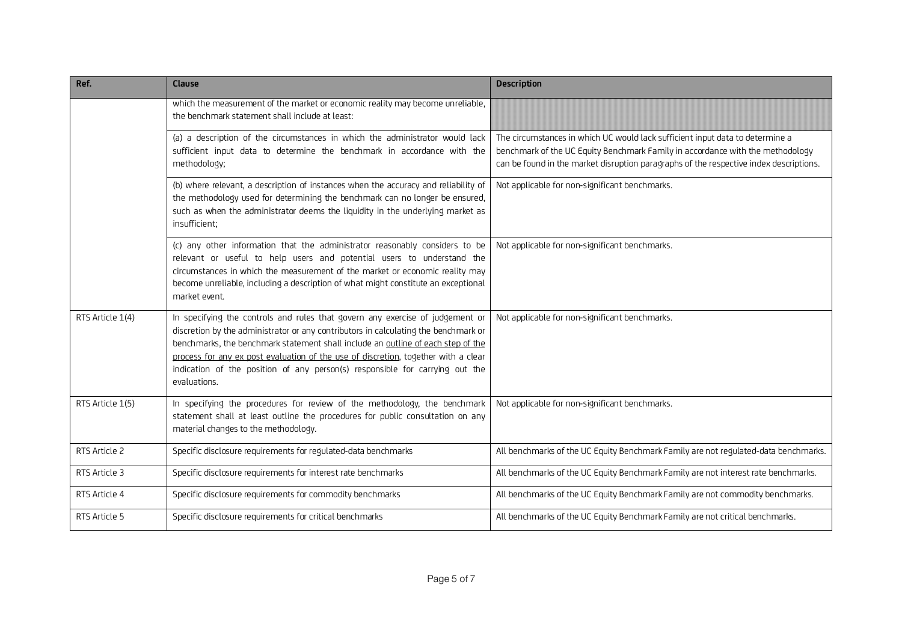| Ref. | Clause | Description |
| --- | --- | --- |
| | which the measurement of the market or economic reality may become unreliable, the benchmark statement shall include at least: | |
| | (a) a description of the circumstances in which the administrator would lack sufficient input data to determine the benchmark in accordance with the methodology; | The circumstances in which UC would lack sufficient input data to determine a benchmark of the UC Equity Benchmark Family in accordance with the methodology can be found in the market disruption paragraphs of the respective index descriptions. |
| | (b) where relevant, a description of instances when the accuracy and reliability of the methodology used for determining the benchmark can no longer be ensured, such as when the administrator deems the liquidity in the underlying market as insufficient; | Not applicable for non-significant benchmarks. |
| | (c) any other information that the administrator reasonably considers to be relevant or useful to help users and potential users to understand the circumstances in which the measurement of the market or economic reality may become unreliable, including a description of what might constitute an exceptional market event. | Not applicable for non-significant benchmarks. |
| RTS Article 1(4) | In specifying the controls and rules that govern any exercise of judgement or discretion by the administrator or any contributors in calculating the benchmark or benchmarks, the benchmark statement shall include an <u>outline of each step of the process for any ex post evaluation of the use of discretion</u>, together with a clear indication of the position of any person(s) responsible for carrying out the evaluations. | Not applicable for non-significant benchmarks. |
| RTS Article 1(5) | In specifying the procedures for review of the methodology, the benchmark statement shall at least outline the procedures for public consultation on any material changes to the methodology. | Not applicable for non-significant benchmarks. |
| RTS Article 2 | Specific disclosure requirements for regulated-data benchmarks | All benchmarks of the UC Equity Benchmark Family are not regulated-data benchmarks. |
| RTS Article 3 | Specific disclosure requirements for interest rate benchmarks | All benchmarks of the UC Equity Benchmark Family are not interest rate benchmarks. |
| RTS Article 4 | Specific disclosure requirements for commodity benchmarks | All benchmarks of the UC Equity Benchmark Family are not commodity benchmarks. |
| RTS Article 5 | Specific disclosure requirements for critical benchmarks | All benchmarks of the UC Equity Benchmark Family are not critical benchmarks. |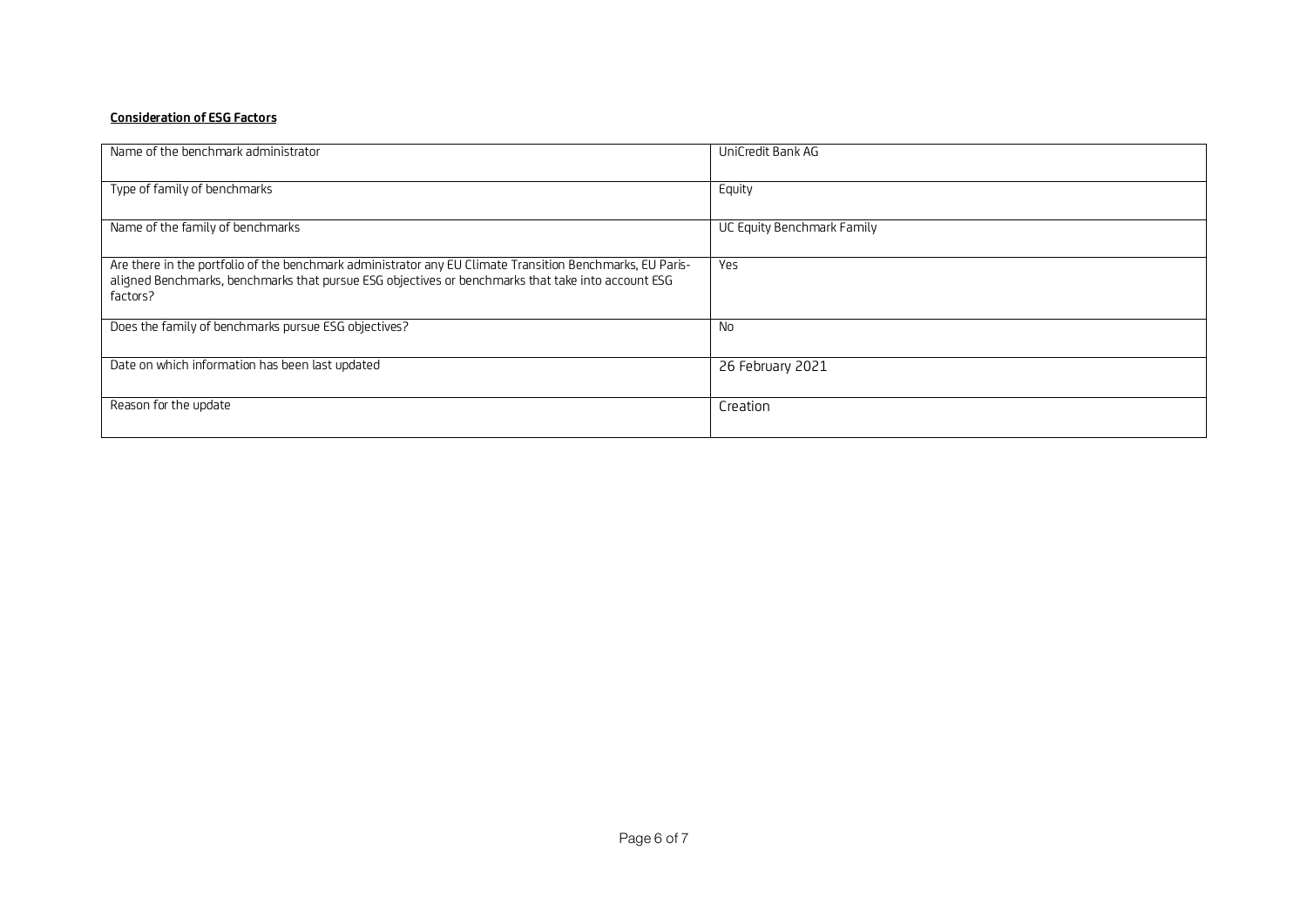**Consideration of ESG Factors**

| | |
|---|---|
| Name of the benchmark administrator | UniCredit Bank AG |
| Type of family of benchmarks | Equity |
| Name of the family of benchmarks | UC Equity Benchmark Family |
| Are there in the portfolio of the benchmark administrator any EU Climate Transition Benchmarks, EU Paris-aligned Benchmarks, benchmarks that pursue ESG objectives or benchmarks that take into account ESG factors? | Yes |
| Does the family of benchmarks pursue ESG objectives? | No |
| Date on which information has been last updated | 26 February 2021 |
| Reason for the update | Creation |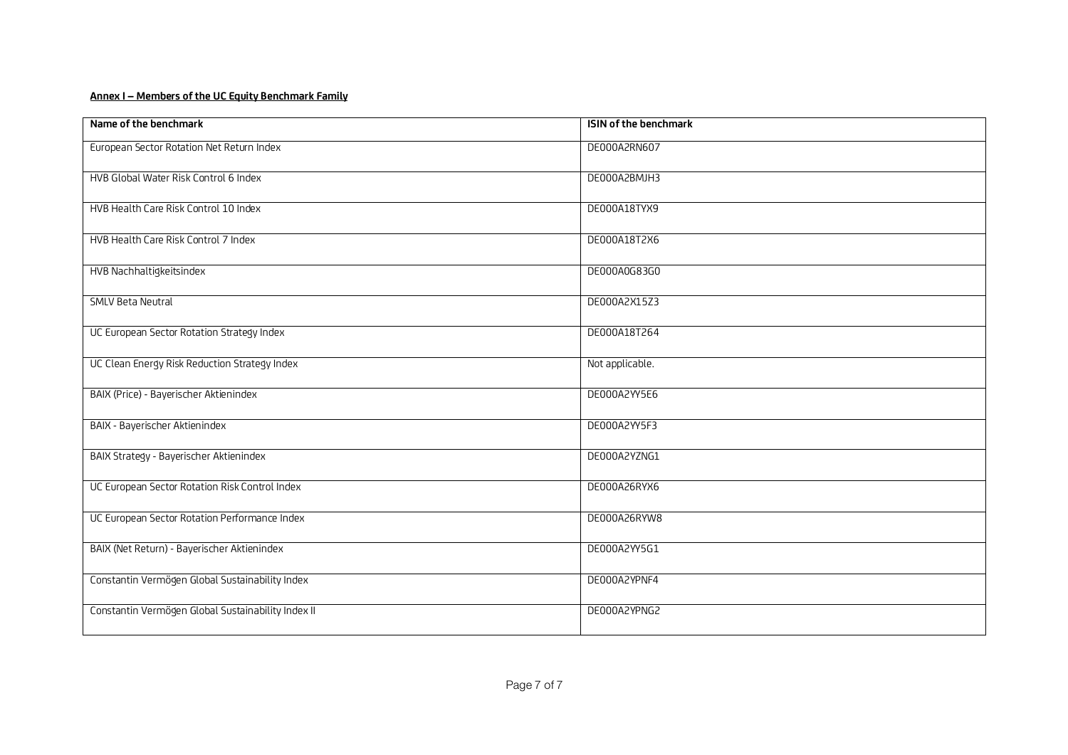**Annex I – Members of the UC Equity Benchmark Family**

| Name of the benchmark | ISIN of the benchmark |
| --- | --- |
| European Sector Rotation Net Return Index | DE000A2RN607 |
| HVB Global Water Risk Control 6 Index | DE000A2BMJH3 |
| HVB Health Care Risk Control 10 Index | DE000A18TYX9 |
| HVB Health Care Risk Control 7 Index | DE000A18T2X6 |
| HVB Nachhaltigkeitsindex | DE000A0G83G0 |
| SMLV Beta Neutral | DE000A2X15Z3 |
| UC European Sector Rotation Strategy Index | DE000A18T264 |
| UC Clean Energy Risk Reduction Strategy Index | Not applicable. |
| BAIX (Price) - Bayerischer Aktienindex | DE000A2YY5E6 |
| BAIX - Bayerischer Aktienindex | DE000A2YY5F3 |
| BAIX Strategy - Bayerischer Aktienindex | DE000A2YZNG1 |
| UC European Sector Rotation Risk Control Index | DE000A26RYX6 |
| UC European Sector Rotation Performance Index | DE000A26RYW8 |
| BAIX (Net Return) - Bayerischer Aktienindex | DE000A2YY5G1 |
| Constantin Vermögen Global Sustainability Index | DE000A2YPNF4 |
| Constantin Vermögen Global Sustainability Index II | DE000A2YPNG2 |